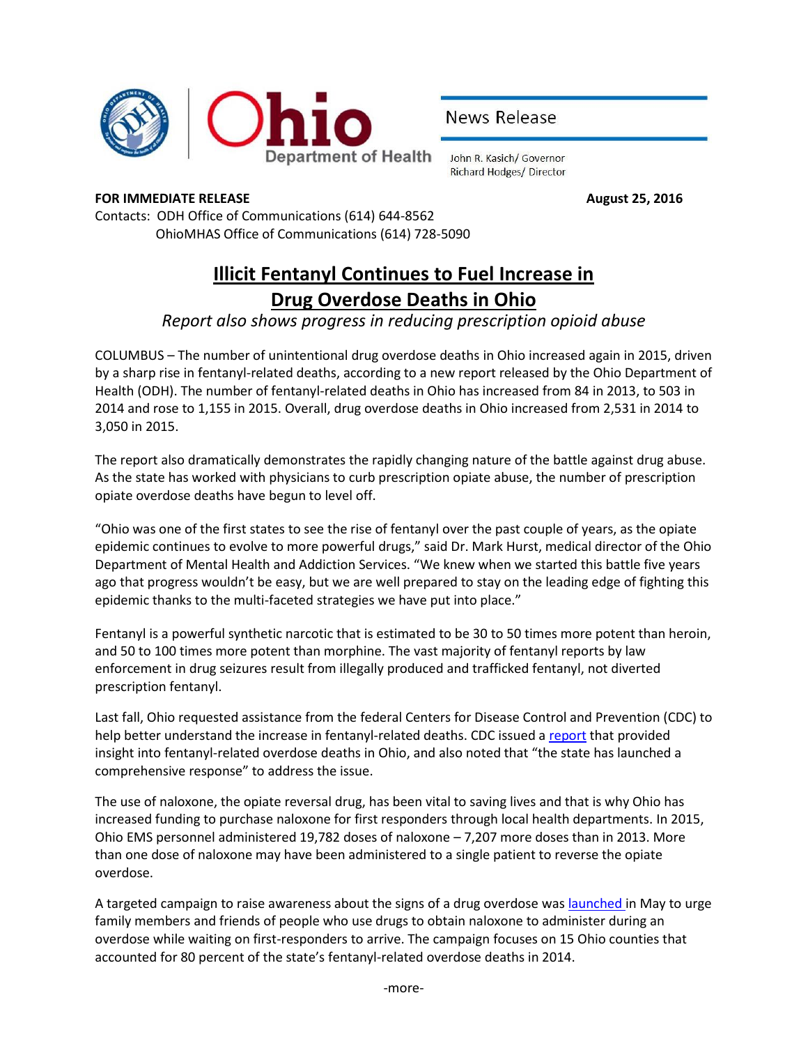Ohio Department of Health

News Release

John R. Kasich/ Governor
Richard Hodges/ Director

**FOR IMMEDIATE RELEASE** **August 25, 2016**

Contacts: ODH Office of Communications (614) 644-8562
OhioMHAS Office of Communications (614) 728-5090

# Illicit Fentanyl Continues to Fuel Increase in Drug Overdose Deaths in Ohio

*Report also shows progress in reducing prescription opioid abuse*

COLUMBUS – The number of unintentional drug overdose deaths in Ohio increased again in 2015, driven by a sharp rise in fentanyl-related deaths, according to a new report released by the Ohio Department of Health (ODH). The number of fentanyl-related deaths in Ohio has increased from 84 in 2013, to 503 in 2014 and rose to 1,155 in 2015. Overall, drug overdose deaths in Ohio increased from 2,531 in 2014 to 3,050 in 2015.

The report also dramatically demonstrates the rapidly changing nature of the battle against drug abuse. As the state has worked with physicians to curb prescription opiate abuse, the number of prescription opiate overdose deaths have begun to level off.

"Ohio was one of the first states to see the rise of fentanyl over the past couple of years, as the opiate epidemic continues to evolve to more powerful drugs," said Dr. Mark Hurst, medical director of the Ohio Department of Mental Health and Addiction Services. "We knew when we started this battle five years ago that progress wouldn't be easy, but we are well prepared to stay on the leading edge of fighting this epidemic thanks to the multi-faceted strategies we have put into place."

Fentanyl is a powerful synthetic narcotic that is estimated to be 30 to 50 times more potent than heroin, and 50 to 100 times more potent than morphine. The vast majority of fentanyl reports by law enforcement in drug seizures result from illegally produced and trafficked fentanyl, not diverted prescription fentanyl.

Last fall, Ohio requested assistance from the federal Centers for Disease Control and Prevention (CDC) to help better understand the increase in fentanyl-related deaths. CDC issued a report that provided insight into fentanyl-related overdose deaths in Ohio, and also noted that "the state has launched a comprehensive response" to address the issue.

The use of naloxone, the opiate reversal drug, has been vital to saving lives and that is why Ohio has increased funding to purchase naloxone for first responders through local health departments. In 2015, Ohio EMS personnel administered 19,782 doses of naloxone – 7,207 more doses than in 2013. More than one dose of naloxone may have been administered to a single patient to reverse the opiate overdose.

A targeted campaign to raise awareness about the signs of a drug overdose was launched in May to urge family members and friends of people who use drugs to obtain naloxone to administer during an overdose while waiting on first-responders to arrive. The campaign focuses on 15 Ohio counties that accounted for 80 percent of the state's fentanyl-related overdose deaths in 2014.

-more-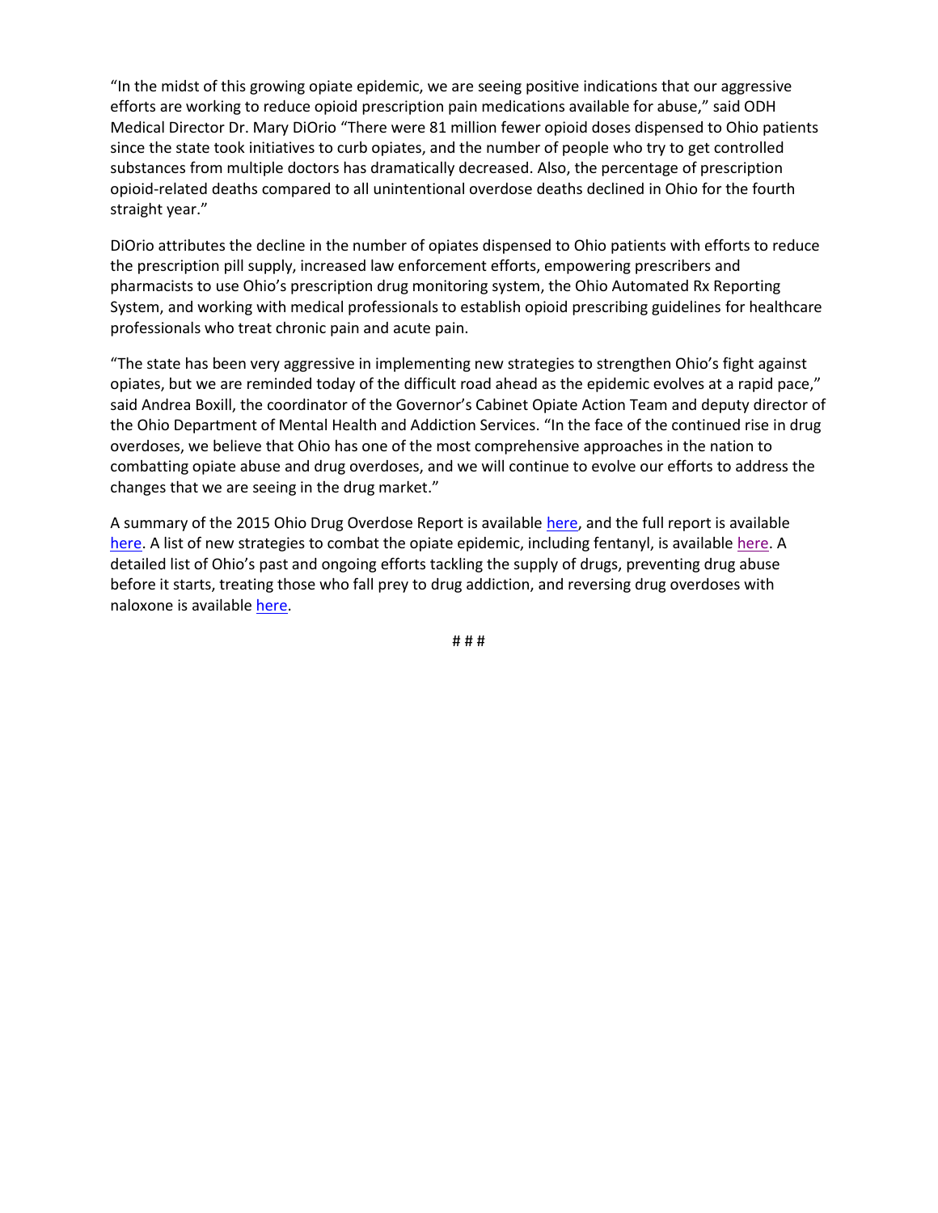"In the midst of this growing opiate epidemic, we are seeing positive indications that our aggressive efforts are working to reduce opioid prescription pain medications available for abuse," said ODH Medical Director Dr. Mary DiOrio "There were 81 million fewer opioid doses dispensed to Ohio patients since the state took initiatives to curb opiates, and the number of people who try to get controlled substances from multiple doctors has dramatically decreased. Also, the percentage of prescription opioid-related deaths compared to all unintentional overdose deaths declined in Ohio for the fourth straight year."

DiOrio attributes the decline in the number of opiates dispensed to Ohio patients with efforts to reduce the prescription pill supply, increased law enforcement efforts, empowering prescribers and pharmacists to use Ohio's prescription drug monitoring system, the Ohio Automated Rx Reporting System, and working with medical professionals to establish opioid prescribing guidelines for healthcare professionals who treat chronic pain and acute pain.

"The state has been very aggressive in implementing new strategies to strengthen Ohio's fight against opiates, but we are reminded today of the difficult road ahead as the epidemic evolves at a rapid pace," said Andrea Boxill, the coordinator of the Governor's Cabinet Opiate Action Team and deputy director of the Ohio Department of Mental Health and Addiction Services. "In the face of the continued rise in drug overdoses, we believe that Ohio has one of the most comprehensive approaches in the nation to combatting opiate abuse and drug overdoses, and we will continue to evolve our efforts to address the changes that we are seeing in the drug market."

A summary of the 2015 Ohio Drug Overdose Report is available here, and the full report is available here. A list of new strategies to combat the opiate epidemic, including fentanyl, is available here. A detailed list of Ohio's past and ongoing efforts tackling the supply of drugs, preventing drug abuse before it starts, treating those who fall prey to drug addiction, and reversing drug overdoses with naloxone is available here.

# # #